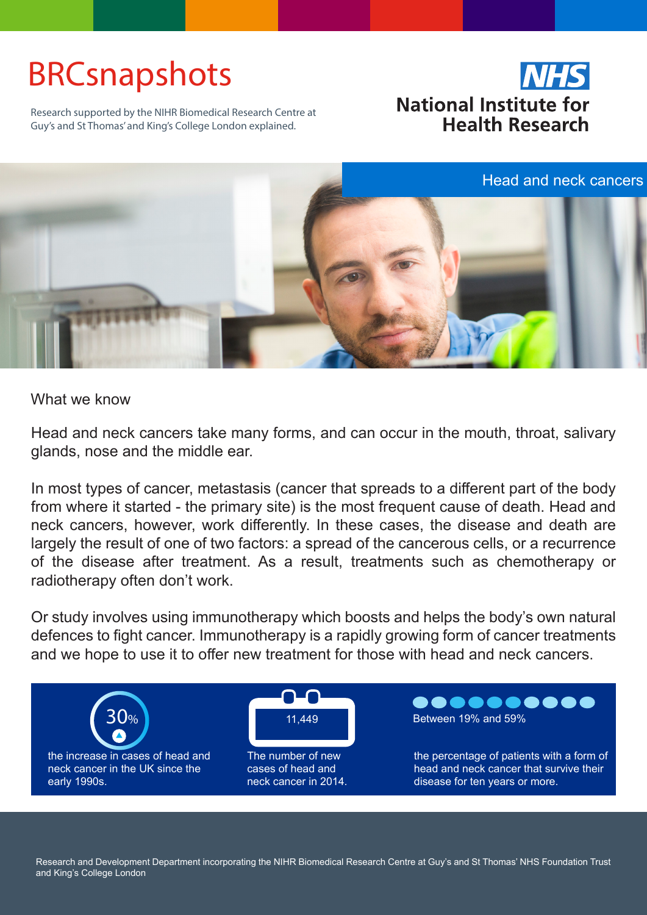# BRCsnapshots

Research supported by the NIHR Biomedical Research Centre at Guy's and St Thomas' and King's College London explained.

NHS
National Institute for Health Research

## Head and neck cancers

### What we know

Head and neck cancers take many forms, and can occur in the mouth, throat, salivary glands, nose and the middle ear.

In most types of cancer, metastasis (cancer that spreads to a different part of the body from where it started - the primary site) is the most frequent cause of death. Head and neck cancers, however, work differently. In these cases, the disease and death are largely the result of one of two factors: a spread of the cancerous cells, or a recurrence of the disease after treatment. As a result, treatments such as chemotherapy or radiotherapy often don't work.

Or study involves using immunotherapy which boosts and helps the body's own natural defences to fight cancer. Immunotherapy is a rapidly growing form of cancer treatments and we hope to use it to offer new treatment for those with head and neck cancers.

**30%**
the increase in cases of head and neck cancer in the UK since the early 1990s.

**11,449**
The number of new cases of head and neck cancer in 2014.

**Between 19% and 59%**
the percentage of patients with a form of head and neck cancer that survive their disease for ten years or more.

Research and Development Department incorporating the NIHR Biomedical Research Centre at Guy's and St Thomas' NHS Foundation Trust and King's College London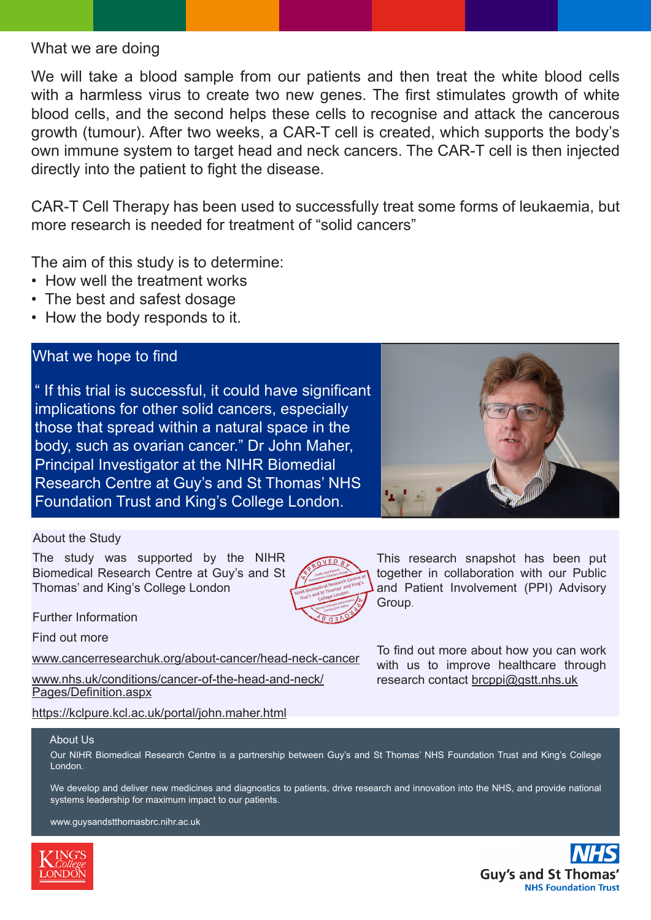## What we are doing

We will take a blood sample from our patients and then treat the white blood cells with a harmless virus to create two new genes. The first stimulates growth of white blood cells, and the second helps these cells to recognise and attack the cancerous growth (tumour). After two weeks, a CAR-T cell is created, which supports the body's own immune system to target head and neck cancers. The CAR-T cell is then injected directly into the patient to fight the disease.

CAR-T Cell Therapy has been used to successfully treat some forms of leukaemia, but more research is needed for treatment of "solid cancers"

The aim of this study is to determine:

- How well the treatment works
- The best and safest dosage
- How the body responds to it.

## What we hope to find

" If this trial is successful, it could have significant implications for other solid cancers, especially those that spread within a natural space in the body, such as ovarian cancer." Dr John Maher, Principal Investigator at the NIHR Biomedical Research Centre at Guy's and St Thomas' NHS Foundation Trust and King's College London.

## About the Study

The study was supported by the NIHR Biomedical Research Centre at Guy's and St Thomas' and King's College London

This research snapshot has been put together in collaboration with our Public and Patient Involvement (PPI) Advisory Group.

## Further Information

Find out more

www.cancerresearchuk.org/about-cancer/head-neck-cancer

www.nhs.uk/conditions/cancer-of-the-head-and-neck/Pages/Definition.aspx

https://kclpure.kcl.ac.uk/portal/john.maher.html

To find out more about how you can work with us to improve healthcare through research contact brcppi@gstt.nhs.uk

## About Us

Our NIHR Biomedical Research Centre is a partnership between Guy's and St Thomas' NHS Foundation Trust and King's College London.

We develop and deliver new medicines and diagnostics to patients, drive research and innovation into the NHS, and provide national systems leadership for maximum impact to our patients.

www.guysandstthomasbrc.nihr.ac.uk

King's College London

NHS Guy's and St Thomas' NHS Foundation Trust